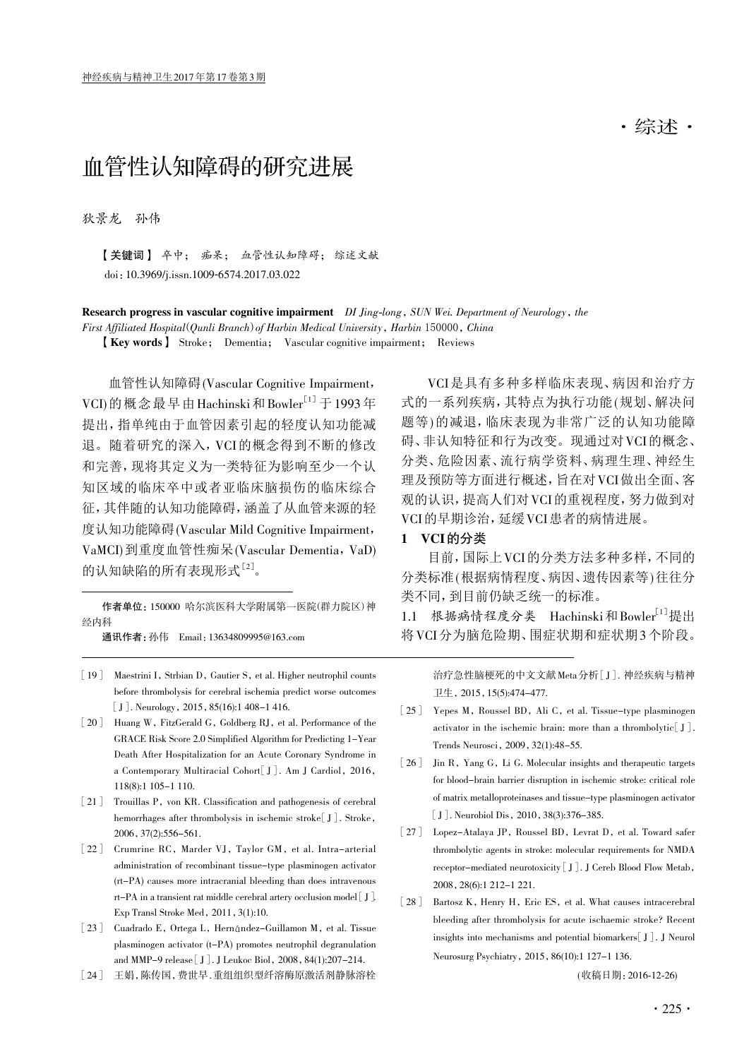·综述·

# 血管性认知障碍的研究进展

狄景龙　孙伟

【关键词】 卒中； 痴呆； 血管性认知障碍； 综述文献

doi：10.3969/j.issn.1009-6574.2017.03.022

**Research progress in vascular cognitive impairment** *DI Jing-long, SUN Wei. Department of Neurology, the First Affiliated Hospital(Qunli Branch) of Harbin Medical University, Harbin* 150000, *China*

【**Key words**】 Stroke； Dementia； Vascular cognitive impairment； Reviews

血管性认知障碍(Vascular Cognitive Impairment，VCI)的概念最早由Hachinski和Bowler[1]于1993年提出，指单纯由于血管因素引起的轻度认知功能减退。随着研究的深入，VCI的概念得到不断的修改和完善，现将其定义为一类特征为影响至少一个认知区域的临床卒中或者亚临床脑损伤的临床综合征，其伴随的认知功能障碍，涵盖了从血管来源的轻度认知功能障碍(Vascular Mild Cognitive Impairment，VaMCI)到重度血管性痴呆(Vascular Dementia，VaD)的认知缺陷的所有表现形式[2]。

作者单位：150000 哈尔滨医科大学附属第一医院(群力院区)神经内科

通讯作者：孙伟　Email：13634809995@163.com

VCI是具有多种多样临床表现、病因和治疗方式的一系列疾病，其特点为执行功能(规划、解决问题等)的减退，临床表现为非常广泛的认知功能障碍、非认知特征和行为改变。现通过对VCI的概念、分类、危险因素、流行病学资料、病理生理、神经生理及预防等方面进行概述，旨在对VCI做出全面、客观的认识，提高人们对VCI的重视程度，努力做到对VCI的早期诊治，延缓VCI患者的病情进展。

## 1　VCI的分类

目前，国际上VCI的分类方法多种多样，不同的分类标准(根据病情程度、病因、遗传因素等)往往分类不同，到目前仍缺乏统一的标准。

1.1　根据病情程度分类　Hachinski和Bowler[1]提出将VCI分为脑危险期、围症状期和症状期3个阶段。

[19] Maestrini I, Strbian D, Gautier S, et al. Higher neutrophil counts before thrombolysis for cerebral ischemia predict worse outcomes[J]. Neurology, 2015, 85(16):1 408-1 416.

[20] Huang W, FitzGerald G, Goldberg RJ, et al. Performance of the GRACE Risk Score 2.0 Simplified Algorithm for Predicting 1-Year Death After Hospitalization for an Acute Coronary Syndrome in a Contemporary Multiracial Cohort[J]. Am J Cardiol, 2016, 118(8):1 105-1 110.

[21] Trouillas P, von KR. Classification and pathogenesis of cerebral hemorrhages after thrombolysis in ischemic stroke[J]. Stroke, 2006, 37(2):556-561.

[22] Crumrine RC, Marder VJ, Taylor GM, et al. Intra-arterial administration of recombinant tissue-type plasminogen activator (rt-PA) causes more intracranial bleeding than does intravenous rt-PA in a transient rat middle cerebral artery occlusion model[J]. Exp Transl Stroke Med, 2011, 3(1):10.

[23] Cuadrado E, Ortega L, Hernández-Guillamon M, et al. Tissue plasminogen activator (t-PA) promotes neutrophil degranulation and MMP-9 release[J]. J Leukoc Biol, 2008, 84(1):207-214.

[24] 王娟，陈传国，费世早.重组组织型纤溶酶原激活剂静脉溶栓治疗急性脑梗死的中文文献Meta分析[J]. 神经疾病与精神卫生，2015, 15(5):474-477.

[25] Yepes M, Roussel BD, Ali C, et al. Tissue-type plasminogen activator in the ischemic brain: more than a thrombolytic[J]. Trends Neurosci, 2009, 32(1):48-55.

[26] Jin R, Yang G, Li G. Molecular insights and therapeutic targets for blood-brain barrier disruption in ischemic stroke: critical role of matrix metalloproteinases and tissue-type plasminogen activator[J]. Neurobiol Dis, 2010, 38(3):376-385.

[27] Lopez-Atalaya JP, Roussel BD, Levrat D, et al. Toward safer thrombolytic agents in stroke: molecular requirements for NMDA receptor-mediated neurotoxicity[J]. J Cereb Blood Flow Metab, 2008, 28(6):1 212-1 221.

[28] Bartosz K, Henry H, Eric ES, et al. What causes intracerebral bleeding after thrombolysis for acute ischaemic stroke? Recent insights into mechanisms and potential biomarkers[J]. J Neurol Neurosurg Psychiatry, 2015, 86(10):1 127-1 136.

(收稿日期：2016-12-26)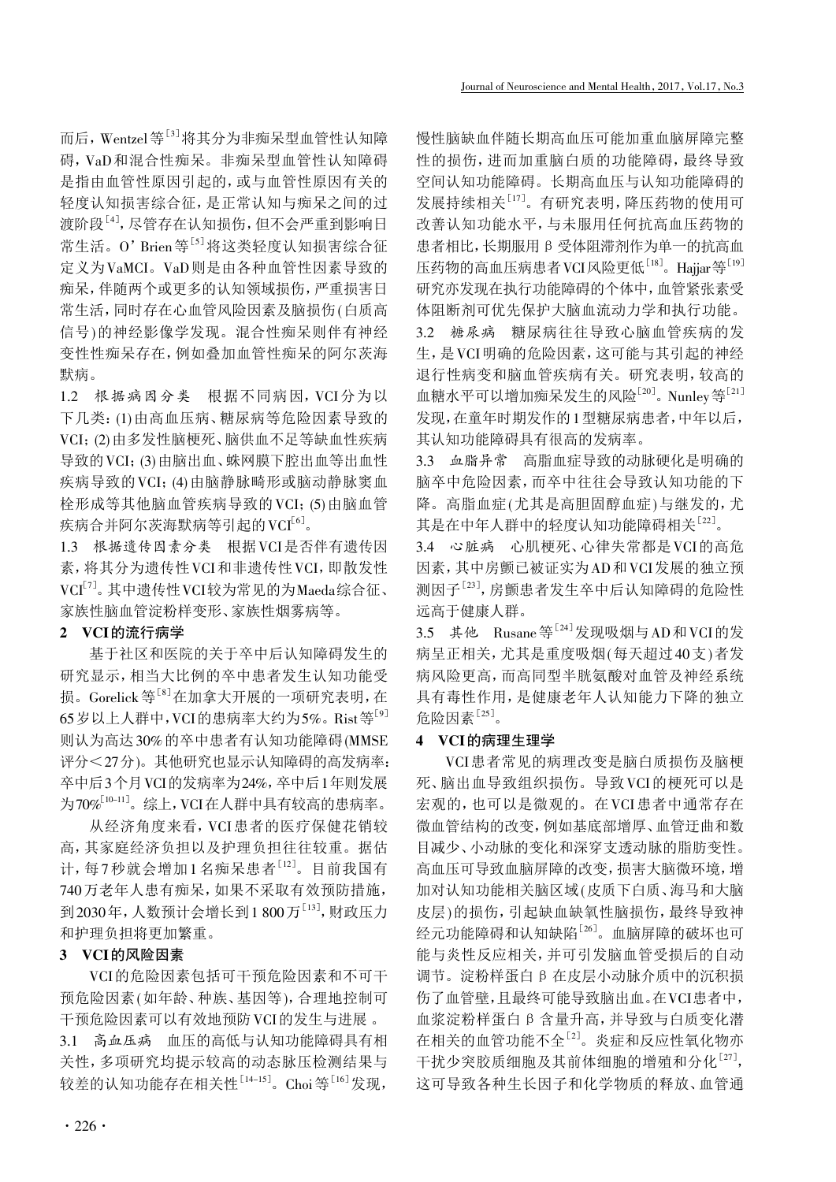而后，Wentzel等[3]将其分为非痴呆型血管性认知障碍，VaD和混合性痴呆。非痴呆型血管性认知障碍是指由血管性原因引起的，或与血管性原因有关的轻度认知损害综合征，是正常认知与痴呆之间的过渡阶段[4]，尽管存在认知损伤，但不会严重到影响日常生活。O' Brien等[5]将这类轻度认知损害综合征定义为VaMCI。VaD则是由各种血管性因素导致的痴呆，伴随两个或更多的认知领域损伤，严重损害日常生活，同时存在心血管风险因素及脑损伤(白质高信号)的神经影像学发现。混合性痴呆则伴有神经变性性痴呆存在，例如叠加血管性痴呆的阿尔茨海默病。

1.2　*根据病因分类*　根据不同病因，VCI分为以下几类：(1)由高血压病、糖尿病等危险因素导致的VCI；(2)由多发性脑梗死、脑供血不足等缺血性疾病导致的VCI；(3)由脑出血、蛛网膜下腔出血等出血性疾病导致的VCI；(4)由脑静脉畸形或脑动静脉窦血栓形成等其他脑血管疾病导致的VCI；(5)由脑血管疾病合并阿尔茨海默病等引起的VCI[6]。

1.3　*根据遗传因素分类*　根据VCI是否伴有遗传因素，将其分为遗传性VCI和非遗传性VCI，即散发性VCI[7]。其中遗传性VCI较为常见的为Maeda综合征、家族性脑血管淀粉样变形、家族性烟雾病等。

## 2　VCI的流行病学

基于社区和医院的关于卒中后认知障碍发生的研究显示，相当大比例的卒中患者发生认知功能受损。Gorelick等[8]在加拿大开展的一项研究表明，在65岁以上人群中，VCI的患病率大约为5%。Rist等[9]则认为高达30%的卒中患者有认知功能障碍(MMSE评分<27分)。其他研究也显示认知障碍的高发病率：卒中后3个月VCI的发病率为24%，卒中后1年则发展为70%[10-11]。综上，VCI在人群中具有较高的患病率。

从经济角度来看，VCI患者的医疗保健花销较高，其家庭经济负担以及护理负担往往较重。据估计，每7秒就会增加1名痴呆患者[12]。目前我国有740万老年人患有痴呆，如果不采取有效预防措施，到2030年，人数预计会增长到1 800万[13]，财政压力和护理负担将更加繁重。

## 3　VCI的风险因素

VCI的危险因素包括可干预危险因素和不可干预危险因素(如年龄、种族、基因等)，合理地控制可干预危险因素可以有效地预防VCI的发生与进展 。

3.1　*高血压病*　血压的高低与认知功能障碍具有相关性，多项研究均提示较高的动态脉压检测结果与较差的认知功能存在相关性[14-15]。Choi等[16]发现，慢性脑缺血伴随长期高血压可能加重血脑屏障完整性的损伤，进而加重脑白质的功能障碍，最终导致空间认知功能障碍。长期高血压与认知功能障碍的发展持续相关[17]。有研究表明，降压药物的使用可改善认知功能水平，与未服用任何抗高血压药物的患者相比，长期服用β受体阻滞剂作为单一的抗高血压药物的高血压病患者VCI风险更低[18]。Hajjar等[19]研究亦发现在执行功能障碍的个体中，血管紧张素受体阻断剂可优先保护大脑血流动力学和执行功能。

3.2　*糖尿病*　糖尿病往往导致心脑血管疾病的发生，是VCI明确的危险因素，这可能与其引起的神经退行性病变和脑血管疾病有关。研究表明，较高的血糖水平可以增加痴呆发生的风险[20]。Nunley等[21]发现，在童年时期发作的1型糖尿病患者，中年以后，其认知功能障碍具有很高的发病率。

3.3　*血脂异常*　高脂血症导致的动脉硬化是明确的脑卒中危险因素，而卒中往往会导致认知功能的下降。高脂血症(尤其是高胆固醇血症)与继发的，尤其是在中年人群中的轻度认知功能障碍相关[22]。

3.4　*心脏病*　心肌梗死、心律失常都是VCI的高危因素，其中房颤已被证实为AD和VCI发展的独立预测因子[23]，房颤患者发生卒中后认知障碍的危险性远高于健康人群。

3.5　*其他*　Rusane等[24]发现吸烟与AD和VCI的发病呈正相关，尤其是重度吸烟(每天超过40支)者发病风险更高，而高同型半胱氨酸对血管及神经系统具有毒性作用，是健康老年人认知能力下降的独立危险因素[25]。

## 4　VCI的病理生理学

VCI患者常见的病理改变是脑白质损伤及脑梗死、脑出血导致组织损伤。导致VCI的梗死可以是宏观的，也可以是微观的。在VCI患者中通常存在微血管结构的改变，例如基底部增厚、血管迂曲和数目减少、小动脉的变化和深穿支透动脉的脂肪变性。高血压可导致血脑屏障的改变，损害大脑微环境，增加对认知功能相关脑区域(皮质下白质、海马和大脑皮层)的损伤，引起缺血缺氧性脑损伤，最终导致神经元功能障碍和认知缺陷[26]。血脑屏障的破坏也可能与炎性反应相关，并可引发脑血管受损后的自动调节。淀粉样蛋白β在皮层小动脉介质中的沉积损伤了血管壁，且最终可能导致脑出血。在VCI患者中，血浆淀粉样蛋白β含量升高，并导致与白质变化潜在相关的血管功能不全[2]。炎症和反应性氧化物亦干扰少突胶质细胞及其前体细胞的增殖和分化[27]，这可导致各种生长因子和化学物质的释放、血管通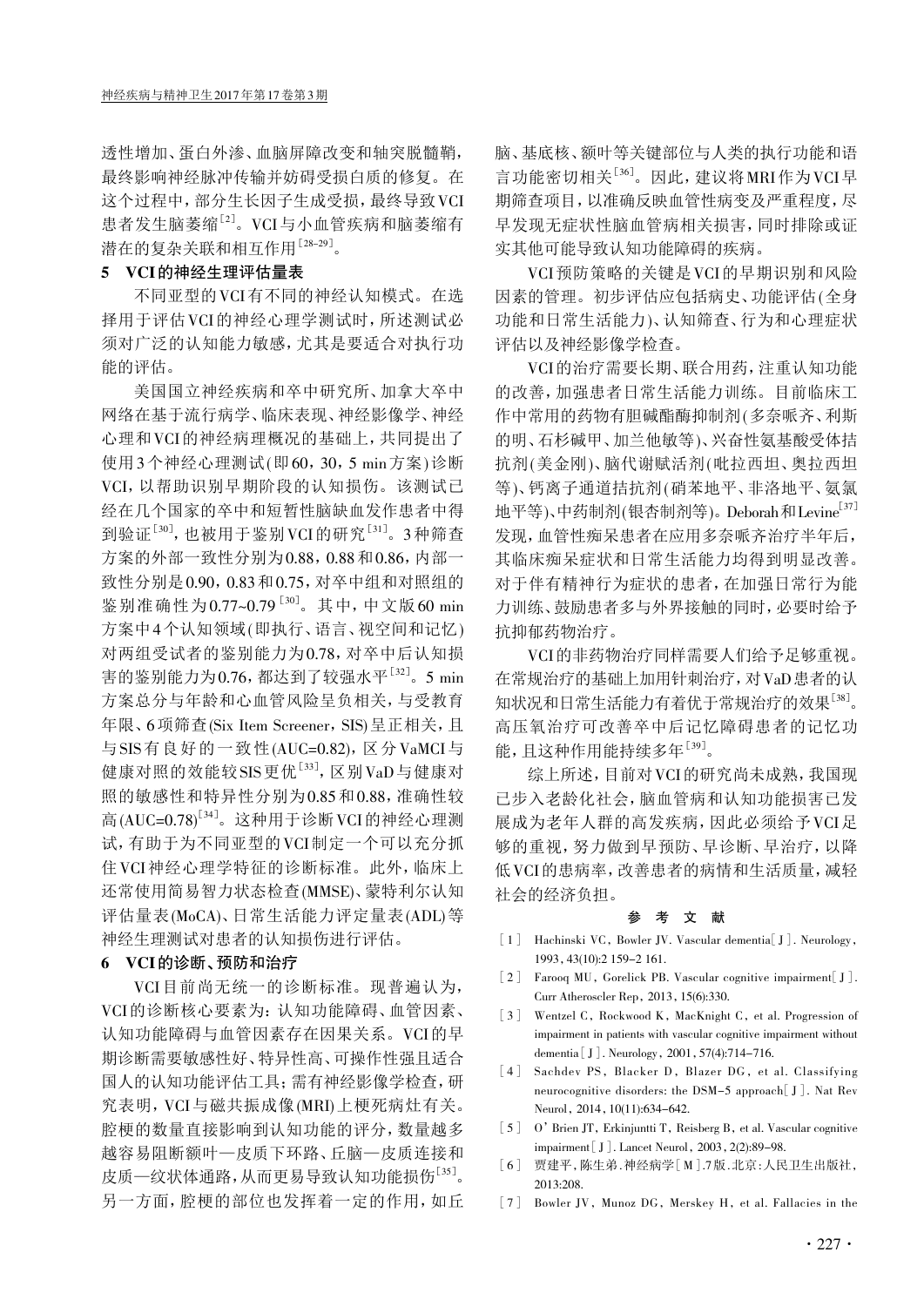透性增加、蛋白外渗、血脑屏障改变和轴突脱髓鞘，最终影响神经脉冲传输并妨碍受损白质的修复。在这个过程中，部分生长因子生成受损，最终导致VCI患者发生脑萎缩[2]。VCI与小血管疾病和脑萎缩有潜在的复杂关联和相互作用[28-29]。

## 5 VCI的神经生理评估量表

不同亚型的VCI有不同的神经认知模式。在选择用于评估VCI的神经心理学测试时，所述测试必须对广泛的认知能力敏感，尤其是要适合对执行功能的评估。

美国国立神经疾病和卒中研究所、加拿大卒中网络在基于流行病学、临床表现、神经影像学、神经心理和VCI的神经病理概况的基础上，共同提出了使用3个神经心理测试(即60，30，5 min方案)诊断VCI，以帮助识别早期阶段的认知损伤。该测试已经在几个国家的卒中和短暂性脑缺血发作患者中得到验证[30]，也被用于鉴别VCI的研究[31]。3种筛查方案的外部一致性分别为0.88，0.88和0.86，内部一致性分别是0.90，0.83和0.75，对卒中组和对照组的鉴别准确性为0.77~0.79[30]。其中，中文版60 min方案中4个认知领域(即执行、语言、视空间和记忆)对两组受试者的鉴别能力为0.78，对卒中后认知损害的鉴别能力为0.76，都达到了较强水平[32]。5 min方案总分与年龄和心血管风险呈负相关，与受教育年限、6项筛查(Six Item Screener，SIS)呈正相关，且与SIS有良好的一致性(AUC=0.82)，区分VaMCI与健康对照的效能较SIS更优[33]，区别VaD与健康对照的敏感性和特异性分别为0.85和0.88，准确性较高(AUC=0.78)[34]。这种用于诊断VCI的神经心理测试，有助于为不同亚型的VCI制定一个可以充分抓住VCI神经心理学特征的诊断标准。此外，临床上还常使用简易智力状态检查(MMSE)、蒙特利尔认知评估量表(MoCA)、日常生活能力评定量表(ADL)等神经生理测试对患者的认知损伤进行评估。

## 6 VCI的诊断、预防和治疗

VCI目前尚无统一的诊断标准。现普遍认为，VCI的诊断核心要素为：认知功能障碍、血管因素、认知功能障碍与血管因素存在因果关系。VCI的早期诊断需要敏感性好、特异性高、可操作性强且适合国人的认知功能评估工具；需有神经影像学检查，研究表明，VCI与磁共振成像(MRI)上梗死病灶有关。腔梗的数量直接影响到认知功能的评分，数量越多越容易阻断额叶—皮质下环路、丘脑—皮质连接和皮质—纹状体通路，从而更易导致认知功能损伤[35]。另一方面，腔梗的部位也发挥着一定的作用，如丘脑、基底核、额叶等关键部位与人类的执行功能和语言功能密切相关[36]。因此，建议将MRI作为VCI早期筛查项目，以准确反映血管性病变及严重程度，尽早发现无症状性脑血管病相关损害，同时排除或证实其他可能导致认知功能障碍的疾病。

VCI预防策略的关键是VCI的早期识别和风险因素的管理。初步评估应包括病史、功能评估(全身功能和日常生活能力)、认知筛查、行为和心理症状评估以及神经影像学检查。

VCI的治疗需要长期、联合用药，注重认知功能的改善，加强患者日常生活能力训练。目前临床工作中常用的药物有胆碱酯酶抑制剂(多奈哌齐、利斯的明、石杉碱甲、加兰他敏等)、兴奋性氨基酸受体拮抗剂(美金刚)、脑代谢赋活剂(吡拉西坦、奥拉西坦等)、钙离子通道拮抗剂(硝苯地平、非洛地平、氨氯地平等)、中药制剂(银杏制剂等)。Deborah和Levine[37]发现，血管性痴呆患者在应用多奈哌齐治疗半年后，其临床痴呆症状和日常生活能力均得到明显改善。对于伴有精神行为症状的患者，在加强日常行为能力训练、鼓励患者多与外界接触的同时，必要时给予抗抑郁药物治疗。

VCI的非药物治疗同样需要人们给予足够重视。在常规治疗的基础上加用针刺治疗，对VaD患者的认知状况和日常生活能力有着优于常规治疗的效果[38]。高压氧治疗可改善卒中后记忆障碍患者的记忆功能，且这种作用能持续多年[39]。

综上所述，目前对VCI的研究尚未成熟，我国现已步入老龄化社会，脑血管病和认知功能损害已发展成为老年人群的高发疾病，因此必须给予VCI足够的重视，努力做到早预防、早诊断、早治疗，以降低VCI的患病率，改善患者的病情和生活质量，减轻社会的经济负担。

## 参 考 文 献

[1] Hachinski VC，Bowler JV. Vascular dementia[J]. Neurology，1993，43(10):2 159-2 161.

[2] Farooq MU，Gorelick PB. Vascular cognitive impairment[J]. Curr Atheroscler Rep，2013，15(6):330.

[3] Wentzel C，Rockwood K，MacKnight C，et al. Progression of impairment in patients with vascular cognitive impairment without dementia[J]. Neurology，2001，57(4):714-716.

[4] Sachdev PS，Blacker D，Blazer DG，et al. Classifying neurocognitive disorders: the DSM-5 approach[J]. Nat Rev Neurol，2014，10(11):634-642.

[5] O'Brien JT，Erkinjuntti T，Reisberg B，et al. Vascular cognitive impairment[J]. Lancet Neurol，2003，2(2):89-98.

[6] 贾建平，陈生弟.神经病学[M].7版.北京：人民卫生出版社，2013:208.

[7] Bowler JV，Munoz DG，Merskey H，et al. Fallacies in the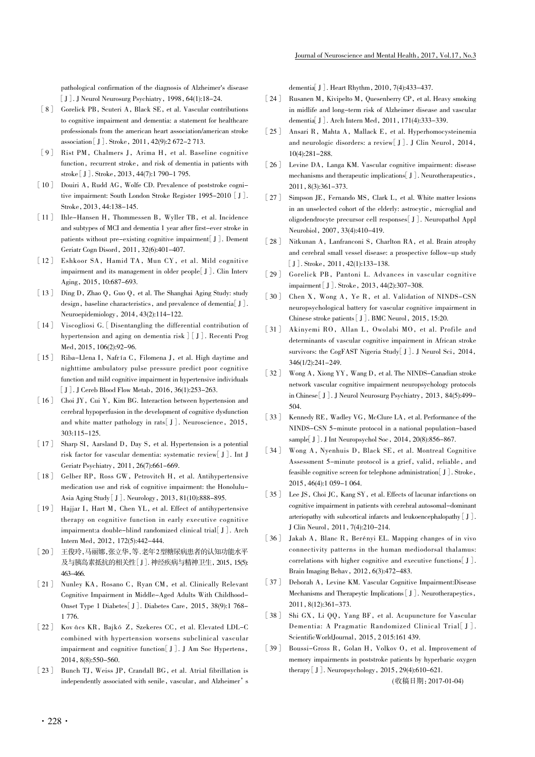pathological confirmation of the diagnosis of Alzheimer's disease [J]. J Neurol Neurosurg Psychiatry, 1998, 64(1):18–24.

[8] Gorelick PB, Scuteri A, Black SE, et al. Vascular contributions to cognitive impairment and dementia: a statement for healthcare professionals from the american heart association/american stroke association[J]. Stroke, 2011, 42(9):2 672–2 713.

[9] Rist PM, Chalmers J, Arima H, et al. Baseline cognitive function, recurrent stroke, and risk of dementia in patients with stroke[J]. Stroke, 2013, 44(7):1 790–1 795.

[10] Douiri A, Rudd AG, Wolfe CD. Prevalence of poststroke cognitive impairment: South London Stroke Register 1995–2010 [J]. Stroke, 2013, 44:138–145.

[11] Ihle–Hansen H, Thommessen B, Wyller TB, et al. Incidence and subtypes of MCI and dementia 1 year after first–ever stroke in patients without pre–existing cognitive impairment[J]. Dement Geriatr Cogn Disord, 2011, 32(6):401–407.

[12] Eshkoor SA, Hamid TA, Mun CY, et al. Mild cognitive impairment and its management in older people[J]. Clin Interv Aging, 2015, 10:687–693.

[13] Ding D, Zhao Q, Guo Q, et al. The Shanghai Aging Study: study design, baseline characteristics, and prevalence of dementia[J]. Neuroepidemiology, 2014, 43(2):114–122.

[14] Viscogliosi G. [Disentangling the differential contribution of hypertension and aging on dementia risk][J]. Recenti Prog Med, 2015, 106(2):92–96.

[15] Riba–Llena I, Nafría C, Filomena J, et al. High daytime and nighttime ambulatory pulse pressure predict poor cognitive function and mild cognitive impairment in hypertensive individuals [J]. J Cereb Blood Flow Metab, 2016, 36(1):253–263.

[16] Choi JY, Cui Y, Kim BG. Interaction between hypertension and cerebral hypoperfusion in the development of cognitive dysfunction and white matter pathology in rats[J]. Neuroscience, 2015, 303:115–125.

[17] Sharp SI, Aarsland D, Day S, et al. Hypertension is a potential risk factor for vascular dementia: systematic review[J]. Int J Geriatr Psychiatry, 2011, 26(7):661–669.

[18] Gelber RP, Ross GW, Petrovitch H, et al. Antihypertensive medication use and risk of cognitive impairment: the Honolulu–Asia Aging Study[J]. Neurology, 2013, 81(10):888–895.

[19] Hajjar I, Hart M, Chen YL, et al. Effect of antihypertensive therapy on cognitive function in early executive cognitive impairment:a double–blind randomized clinical trial[J]. Arch Intern Med, 2012, 172(5):442–444.

[20] 王俊玲,马丽娜,张立华,等.老年2型糖尿病患者的认知功能水平及与胰岛素抵抗的相关性[J].神经疾病与精神卫生, 2015, 15(5): 463–466.

[21] Nunley KA, Rosano C, Ryan CM, et al. Clinically Relevant Cognitive Impairment in Middle–Aged Adults With Childhood–Onset Type 1 Diabetes[J]. Diabetes Care, 2015, 38(9):1 768–1 776.

[22] Kovács KR, Bajkó Z, Szekeres CC, et al. Elevated LDL–C combined with hypertension worsens subclinical vascular impairment and cognitive function[J]. J Am Soc Hypertens, 2014, 8(8):550–560.

[23] Bunch TJ, Weiss JP, Crandall BG, et al. Atrial fibrillation is independently associated with senile, vascular, and Alzheimer's dementia[J]. Heart Rhythm, 2010, 7(4):433–437.

[24] Rusanen M, Kivipelto M, Quesenberry CP, et al. Heavy smoking in midlife and long–term risk of Alzheimer disease and vascular dementia[J]. Arch Intern Med, 2011, 171(4):333–339.

[25] Ansari R, Mahta A, Mallack E, et al. Hyperhomocysteinemia and neurologic disorders: a review[J]. J Clin Neurol, 2014, 10(4):281–288.

[26] Levine DA, Langa KM. Vascular cognitive impairment: disease mechanisms and therapeutic implications[J]. Neurotherapeutics, 2011, 8(3):361–373.

[27] Simpson JE, Fernando MS, Clark L, et al. White matter lesions in an unselected cohort of the elderly: astrocytic, microglial and oligodendrocyte precursor cell responses[J]. Neuropathol Appl Neurobiol, 2007, 33(4):410–419.

[28] Nitkunan A, Lanfranconi S, Charlton RA, et al. Brain atrophy and cerebral small vessel disease: a prospective follow–up study [J]. Stroke, 2011, 42(1):133–138.

[29] Gorelick PB, Pantoni L. Advances in vascular cognitive impairment[J]. Stroke, 2013, 44(2):307–308.

[30] Chen X, Wong A, Ye R, et al. Validation of NINDS–CSN neuropsychological battery for vascular cognitive impairment in Chinese stroke patients[J]. BMC Neurol, 2015, 15:20.

[31] Akinyemi RO, Allan L, Owolabi MO, et al. Profile and determinants of vascular cognitive impairment in African stroke survivors: the CogFAST Nigeria Study[J]. J Neurol Sci, 2014, 346(1/2):241–249.

[32] Wong A, Xiong YY, Wang D, et al. The NINDS–Canadian stroke network vascular cognitive impairment neuropsychology protocols in Chinese[J]. J Neurol Neurosurg Psychiatry, 2013, 84(5):499–504.

[33] Kennedy RE, Wadley VG, McClure LA, et al. Performance of the NINDS–CSN 5–minute protocol in a national population–based sample[J]. J Int Neuropsychol Soc, 2014, 20(8):856–867.

[34] Wong A, Nyenhuis D, Black SE, et al. Montreal Cognitive Assessment 5–minute protocol is a grief, valid, reliable, and feasible cognitive screen for telephone administration[J]. Stroke, 2015, 46(4):1 059–1 064.

[35] Lee JS, Choi JC, Kang SY, et al. Effects of lacunar infarctions on cognitive impairment in patients with cerebral autosomal–dominant arteriopathy with subcortical infarcts and leukoencephalopathy[J]. J Clin Neurol, 2011, 7(4):210–214.

[36] Jakab A, Blanc R, Berényi EL. Mapping changes of in vivo connectivity patterns in the human mediodorsal thalamus: correlations with higher cognitive and executive functions[J]. Brain Imaging Behav, 2012, 6(3):472–483.

[37] Deborah A, Levine KM. Vascular Cognitive Impairment:Disease Mechanisms and Therapeutic Implications[J]. Neurotherapeytics, 2011, 8(12):361–373.

[38] Shi GX, Li QQ, Yang BF, et al. Acupuncture for Vascular Dementia: A Pragmatic Randomized Clinical Trial[J]. ScientificWorldJournal, 2015, 2 015:161 439.

[39] Boussi–Gross R, Golan H, Volkov O, et al. Improvement of memory impairments in poststroke patients by hyperbaric oxygen therapy[J]. Neuropsychology, 2015, 29(4):610–621.

(收稿日期:2017-01-04)